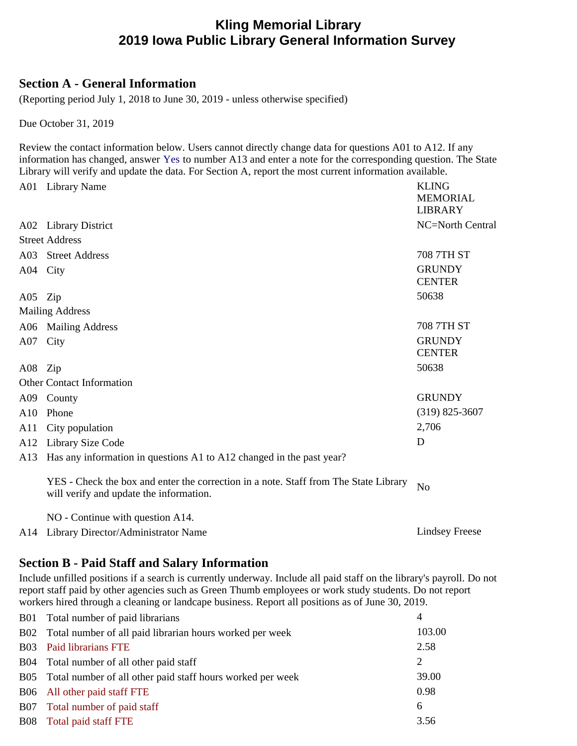# Kling Memorial Library
# 2019 Iowa Public Library General Information Survey

## Section A - General Information

(Reporting period July 1, 2018 to June 30, 2019 - unless otherwise specified)

Due October 31, 2019

Review the contact information below. Users cannot directly change data for questions A01 to A12. If any information has changed, answer Yes to number A13 and enter a note for the corresponding question. The State Library will verify and update the data. For Section A, report the most current information available.

| | | |
|---|---|---|
| A01 | Library Name | KLING MEMORIAL LIBRARY |
| A02 | Library District | NC=North Central |
| **Street Address** | | |
| A03 | Street Address | 708 7TH ST |
| A04 | City | GRUNDY CENTER |
| A05 | Zip | 50638 |
| **Mailing Address** | | |
| A06 | Mailing Address | 708 7TH ST |
| A07 | City | GRUNDY CENTER |
| A08 | Zip | 50638 |
| **Other Contact Information** | | |
| A09 | County | GRUNDY |
| A10 | Phone | (319) 825-3607 |
| A11 | City population | 2,706 |
| A12 | Library Size Code | D |
| A13 | Has any information in questions A1 to A12 changed in the past year? | |
| | YES - Check the box and enter the correction in a note. Staff from The State Library will verify and update the information. | No |
| | NO - Continue with question A14. | |
| A14 | Library Director/Administrator Name | Lindsey Freese |

## Section B - Paid Staff and Salary Information

Include unfilled positions if a search is currently underway. Include all paid staff on the library's payroll. Do not report staff paid by other agencies such as Green Thumb employees or work study students. Do not report workers hired through a cleaning or landcape business. Report all positions as of June 30, 2019.

| | | |
|---|---|---|
| B01 | Total number of paid librarians | 4 |
| B02 | Total number of all paid librarian hours worked per week | 103.00 |
| B03 | Paid librarians FTE | 2.58 |
| B04 | Total number of all other paid staff | 2 |
| B05 | Total number of all other paid staff hours worked per week | 39.00 |
| B06 | All other paid staff FTE | 0.98 |
| B07 | Total number of paid staff | 6 |
| B08 | Total paid staff FTE | 3.56 |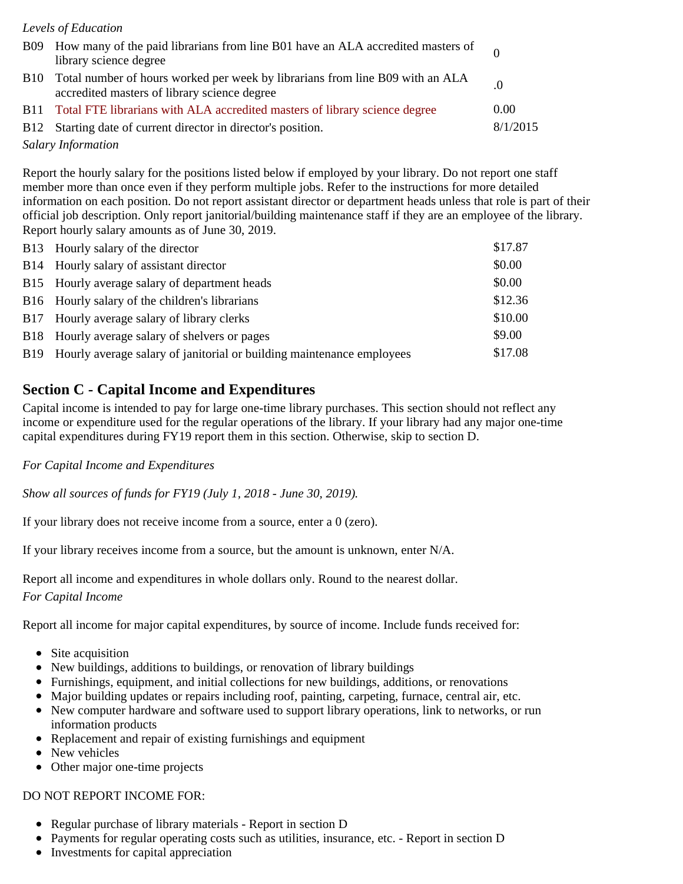*Levels of Education*

| | | |
|---|---|---|
| B09 | How many of the paid librarians from line B01 have an ALA accredited masters of library science degree | 0 |
| B10 | Total number of hours worked per week by librarians from line B09 with an ALA accredited masters of library science degree | .0 |
| B11 | Total FTE librarians with ALA accredited masters of library science degree | 0.00 |
| B12 | Starting date of current director in director's position. | 8/1/2015 |

*Salary Information*

Report the hourly salary for the positions listed below if employed by your library. Do not report one staff member more than once even if they perform multiple jobs. Refer to the instructions for more detailed information on each position. Do not report assistant director or department heads unless that role is part of their official job description. Only report janitorial/building maintenance staff if they are an employee of the library. Report hourly salary amounts as of June 30, 2019.

| | | |
|---|---|---|
| B13 | Hourly salary of the director | $17.87 |
| B14 | Hourly salary of assistant director | $0.00 |
| B15 | Hourly average salary of department heads | $0.00 |
| B16 | Hourly salary of the children's librarians | $12.36 |
| B17 | Hourly average salary of library clerks | $10.00 |
| B18 | Hourly average salary of shelvers or pages | $9.00 |
| B19 | Hourly average salary of janitorial or building maintenance employees | $17.08 |

## Section C - Capital Income and Expenditures

Capital income is intended to pay for large one-time library purchases. This section should not reflect any income or expenditure used for the regular operations of the library. If your library had any major one-time capital expenditures during FY19 report them in this section. Otherwise, skip to section D.

*For Capital Income and Expenditures*

*Show all sources of funds for FY19 (July 1, 2018 - June 30, 2019).*

If your library does not receive income from a source, enter a 0 (zero).

If your library receives income from a source, but the amount is unknown, enter N/A.

Report all income and expenditures in whole dollars only. Round to the nearest dollar.

*For Capital Income*

Report all income for major capital expenditures, by source of income. Include funds received for:

- Site acquisition
- New buildings, additions to buildings, or renovation of library buildings
- Furnishings, equipment, and initial collections for new buildings, additions, or renovations
- Major building updates or repairs including roof, painting, carpeting, furnace, central air, etc.
- New computer hardware and software used to support library operations, link to networks, or run information products
- Replacement and repair of existing furnishings and equipment
- New vehicles
- Other major one-time projects

DO NOT REPORT INCOME FOR:

- Regular purchase of library materials - Report in section D
- Payments for regular operating costs such as utilities, insurance, etc. - Report in section D
- Investments for capital appreciation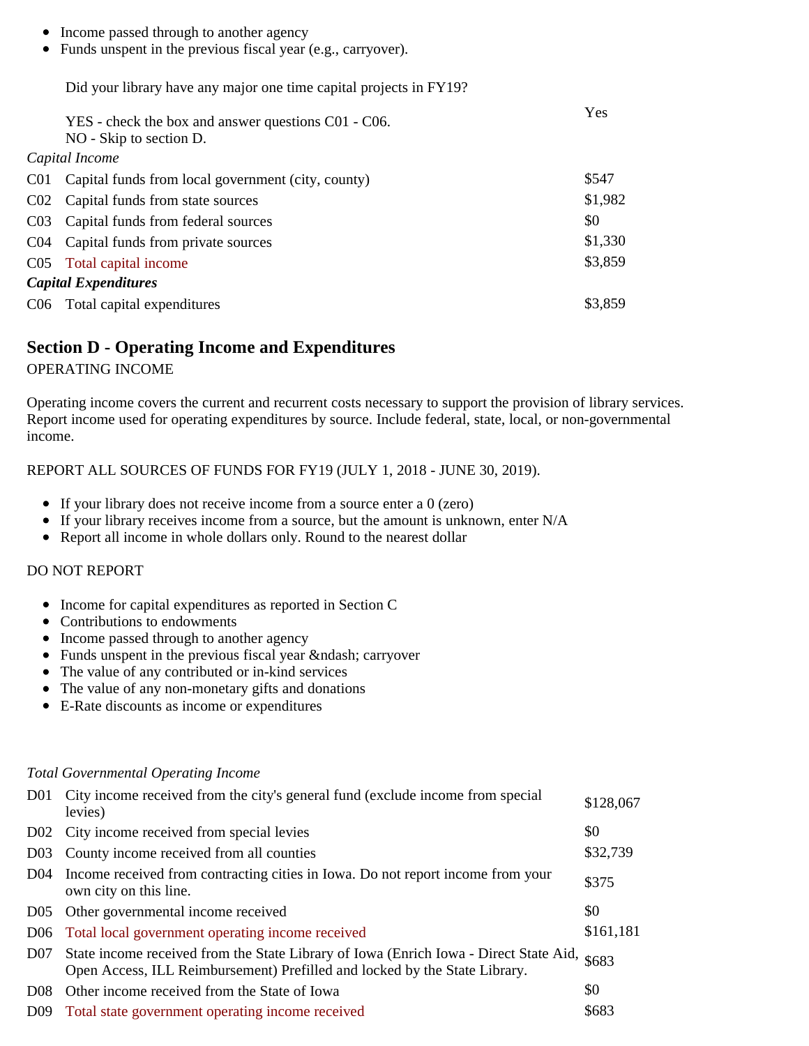- Income passed through to another agency
- Funds unspent in the previous fiscal year (e.g., carryover).

Did your library have any major one time capital projects in FY19?

YES - check the box and answer questions C01 - C06.
NO - Skip to section D.

Yes

*Capital Income*

| | | |
|---|---|---|
| C01 | Capital funds from local government (city, county) | $547 |
| C02 | Capital funds from state sources | $1,982 |
| C03 | Capital funds from federal sources | $0 |
| C04 | Capital funds from private sources | $1,330 |
| C05 | Total capital income | $3,859 |

***Capital Expenditures***

| | | |
|---|---|---|
| C06 | Total capital expenditures | $3,859 |

## Section D - Operating Income and Expenditures

OPERATING INCOME

Operating income covers the current and recurrent costs necessary to support the provision of library services. Report income used for operating expenditures by source. Include federal, state, local, or non-governmental income.

REPORT ALL SOURCES OF FUNDS FOR FY19 (JULY 1, 2018 - JUNE 30, 2019).

- If your library does not receive income from a source enter a 0 (zero)
- If your library receives income from a source, but the amount is unknown, enter N/A
- Report all income in whole dollars only. Round to the nearest dollar

DO NOT REPORT

- Income for capital expenditures as reported in Section C
- Contributions to endowments
- Income passed through to another agency
- Funds unspent in the previous fiscal year &ndash; carryover
- The value of any contributed or in-kind services
- The value of any non-monetary gifts and donations
- E-Rate discounts as income or expenditures

*Total Governmental Operating Income*

| | | |
|---|---|---|
| D01 | City income received from the city's general fund (exclude income from special levies) | $128,067 |
| D02 | City income received from special levies | $0 |
| D03 | County income received from all counties | $32,739 |
| D04 | Income received from contracting cities in Iowa. Do not report income from your own city on this line. | $375 |
| D05 | Other governmental income received | $0 |
| D06 | Total local government operating income received | $161,181 |
| D07 | State income received from the State Library of Iowa (Enrich Iowa - Direct State Aid, Open Access, ILL Reimbursement) Prefilled and locked by the State Library. | $683 |
| D08 | Other income received from the State of Iowa | $0 |
| D09 | Total state government operating income received | $683 |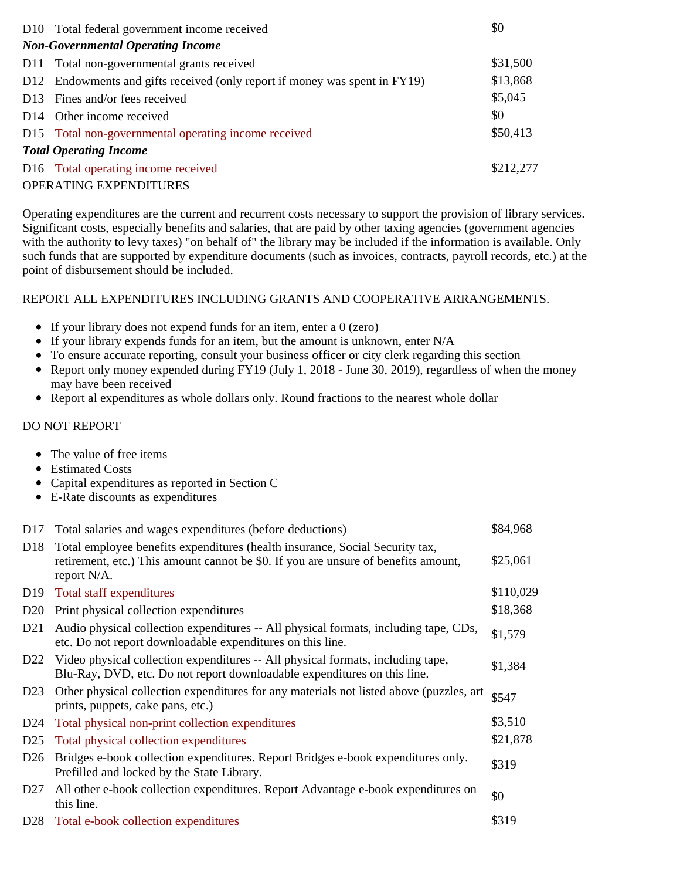| | | |
|---|---|---|
| D10 | Total federal government income received | $0 |
| ***Non-Governmental Operating Income*** | | |
| D11 | Total non-governmental grants received | $31,500 |
| D12 | Endowments and gifts received (only report if money was spent in FY19) | $13,868 |
| D13 | Fines and/or fees received | $5,045 |
| D14 | Other income received | $0 |
| D15 | Total non-governmental operating income received | $50,413 |
| ***Total Operating Income*** | | |
| D16 | Total operating income received | $212,277 |

OPERATING EXPENDITURES

Operating expenditures are the current and recurrent costs necessary to support the provision of library services. Significant costs, especially benefits and salaries, that are paid by other taxing agencies (government agencies with the authority to levy taxes) "on behalf of" the library may be included if the information is available. Only such funds that are supported by expenditure documents (such as invoices, contracts, payroll records, etc.) at the point of disbursement should be included.

REPORT ALL EXPENDITURES INCLUDING GRANTS AND COOPERATIVE ARRANGEMENTS.

- If your library does not expend funds for an item, enter a 0 (zero)
- If your library expends funds for an item, but the amount is unknown, enter N/A
- To ensure accurate reporting, consult your business officer or city clerk regarding this section
- Report only money expended during FY19 (July 1, 2018 - June 30, 2019), regardless of when the money may have been received
- Report al expenditures as whole dollars only. Round fractions to the nearest whole dollar

DO NOT REPORT

- The value of free items
- Estimated Costs
- Capital expenditures as reported in Section C
- E-Rate discounts as expenditures

| | | |
|---|---|---|
| D17 | Total salaries and wages expenditures (before deductions) | $84,968 |
| D18 | Total employee benefits expenditures (health insurance, Social Security tax, retirement, etc.) This amount cannot be $0. If you are unsure of benefits amount, report N/A. | $25,061 |
| D19 | Total staff expenditures | $110,029 |
| D20 | Print physical collection expenditures | $18,368 |
| D21 | Audio physical collection expenditures -- All physical formats, including tape, CDs, etc. Do not report downloadable expenditures on this line. | $1,579 |
| D22 | Video physical collection expenditures -- All physical formats, including tape, Blu-Ray, DVD, etc. Do not report downloadable expenditures on this line. | $1,384 |
| D23 | Other physical collection expenditures for any materials not listed above (puzzles, art prints, puppets, cake pans, etc.) | $547 |
| D24 | Total physical non-print collection expenditures | $3,510 |
| D25 | Total physical collection expenditures | $21,878 |
| D26 | Bridges e-book collection expenditures. Report Bridges e-book expenditures only. Prefilled and locked by the State Library. | $319 |
| D27 | All other e-book collection expenditures. Report Advantage e-book expenditures on this line. | $0 |
| D28 | Total e-book collection expenditures | $319 |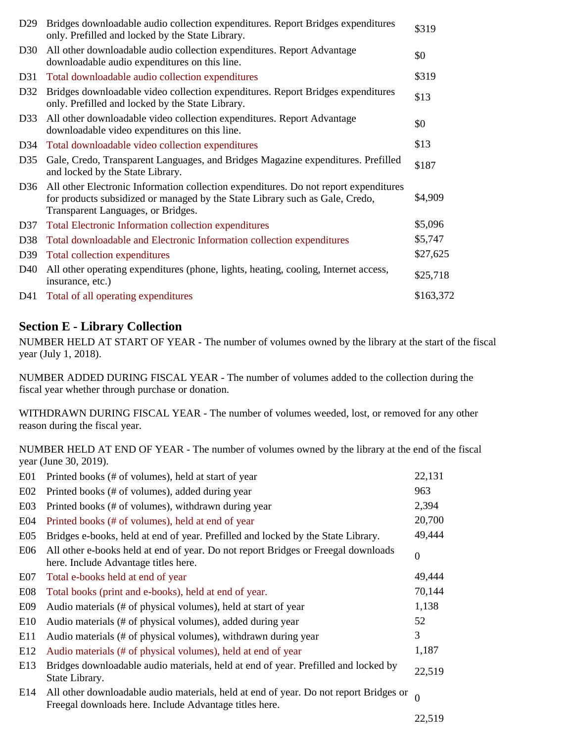| | | |
|---|---|---|
| D29 | Bridges downloadable audio collection expenditures. Report Bridges expenditures only. Prefilled and locked by the State Library. | $319 |
| D30 | All other downloadable audio collection expenditures. Report Advantage downloadable audio expenditures on this line. | $0 |
| D31 | Total downloadable audio collection expenditures | $319 |
| D32 | Bridges downloadable video collection expenditures. Report Bridges expenditures only. Prefilled and locked by the State Library. | $13 |
| D33 | All other downloadable video collection expenditures. Report Advantage downloadable video expenditures on this line. | $0 |
| D34 | Total downloadable video collection expenditures | $13 |
| D35 | Gale, Credo, Transparent Languages, and Bridges Magazine expenditures. Prefilled and locked by the State Library. | $187 |
| D36 | All other Electronic Information collection expenditures. Do not report expenditures for products subsidized or managed by the State Library such as Gale, Credo, Transparent Languages, or Bridges. | $4,909 |
| D37 | Total Electronic Information collection expenditures | $5,096 |
| D38 | Total downloadable and Electronic Information collection expenditures | $5,747 |
| D39 | Total collection expenditures | $27,625 |
| D40 | All other operating expenditures (phone, lights, heating, cooling, Internet access, insurance, etc.) | $25,718 |
| D41 | Total of all operating expenditures | $163,372 |

## Section E - Library Collection

NUMBER HELD AT START OF YEAR - The number of volumes owned by the library at the start of the fiscal year (July 1, 2018).

NUMBER ADDED DURING FISCAL YEAR - The number of volumes added to the collection during the fiscal year whether through purchase or donation.

WITHDRAWN DURING FISCAL YEAR - The number of volumes weeded, lost, or removed for any other reason during the fiscal year.

NUMBER HELD AT END OF YEAR - The number of volumes owned by the library at the end of the fiscal year (June 30, 2019).

| | | |
|---|---|---|
| E01 | Printed books (# of volumes), held at start of year | 22,131 |
| E02 | Printed books (# of volumes), added during year | 963 |
| E03 | Printed books (# of volumes), withdrawn during year | 2,394 |
| E04 | Printed books (# of volumes), held at end of year | 20,700 |
| E05 | Bridges e-books, held at end of year. Prefilled and locked by the State Library. | 49,444 |
| E06 | All other e-books held at end of year. Do not report Bridges or Freegal downloads here. Include Advantage titles here. | 0 |
| E07 | Total e-books held at end of year | 49,444 |
| E08 | Total books (print and e-books), held at end of year. | 70,144 |
| E09 | Audio materials (# of physical volumes), held at start of year | 1,138 |
| E10 | Audio materials (# of physical volumes), added during year | 52 |
| E11 | Audio materials (# of physical volumes), withdrawn during year | 3 |
| E12 | Audio materials (# of physical volumes), held at end of year | 1,187 |
| E13 | Bridges downloadable audio materials, held at end of year. Prefilled and locked by State Library. | 22,519 |
| E14 | All other downloadable audio materials, held at end of year. Do not report Bridges or Freegal downloads here. Include Advantage titles here. | 0 |
| | | 22,519 |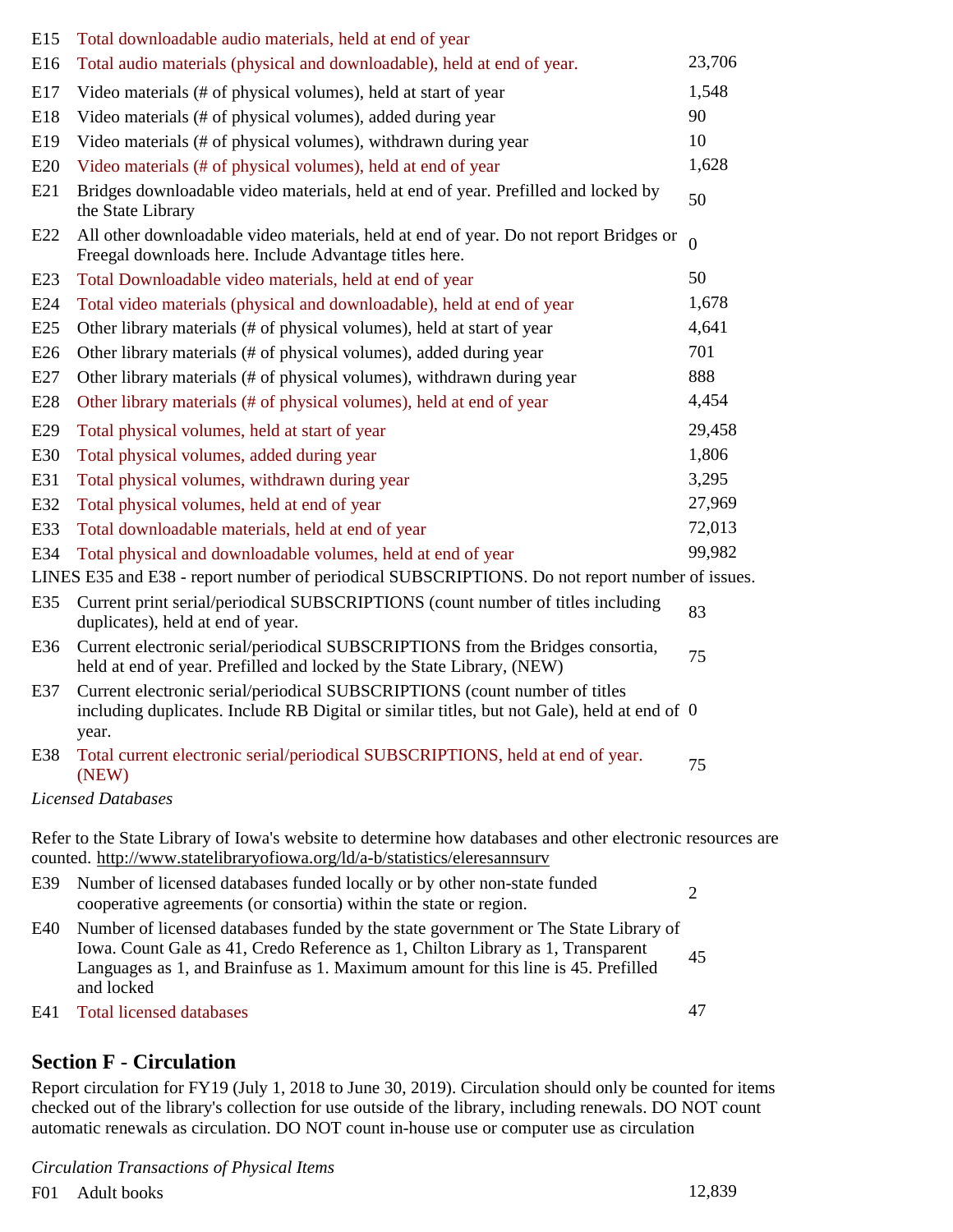| | | |
|---|---|---|
| E15 | Total downloadable audio materials, held at end of year | |
| E16 | Total audio materials (physical and downloadable), held at end of year. | 23,706 |
| E17 | Video materials (# of physical volumes), held at start of year | 1,548 |
| E18 | Video materials (# of physical volumes), added during year | 90 |
| E19 | Video materials (# of physical volumes), withdrawn during year | 10 |
| E20 | Video materials (# of physical volumes), held at end of year | 1,628 |
| E21 | Bridges downloadable video materials, held at end of year. Prefilled and locked by the State Library | 50 |
| E22 | All other downloadable video materials, held at end of year. Do not report Bridges or Freegal downloads here. Include Advantage titles here. | 0 |
| E23 | Total Downloadable video materials, held at end of year | 50 |
| E24 | Total video materials (physical and downloadable), held at end of year | 1,678 |
| E25 | Other library materials (# of physical volumes), held at start of year | 4,641 |
| E26 | Other library materials (# of physical volumes), added during year | 701 |
| E27 | Other library materials (# of physical volumes), withdrawn during year | 888 |
| E28 | Other library materials (# of physical volumes), held at end of year | 4,454 |
| E29 | Total physical volumes, held at start of year | 29,458 |
| E30 | Total physical volumes, added during year | 1,806 |
| E31 | Total physical volumes, withdrawn during year | 3,295 |
| E32 | Total physical volumes, held at end of year | 27,969 |
| E33 | Total downloadable materials, held at end of year | 72,013 |
| E34 | Total physical and downloadable volumes, held at end of year | 99,982 |

LINES E35 and E38 - report number of periodical SUBSCRIPTIONS. Do not report number of issues.

| | | |
|---|---|---|
| E35 | Current print serial/periodical SUBSCRIPTIONS (count number of titles including duplicates), held at end of year. | 83 |
| E36 | Current electronic serial/periodical SUBSCRIPTIONS from the Bridges consortia, held at end of year. Prefilled and locked by the State Library, (NEW) | 75 |
| E37 | Current electronic serial/periodical SUBSCRIPTIONS (count number of titles including duplicates. Include RB Digital or similar titles, but not Gale), held at end of year. | 0 |
| E38 | Total current electronic serial/periodical SUBSCRIPTIONS, held at end of year. (NEW) | 75 |

*Licensed Databases*

Refer to the State Library of Iowa's website to determine how databases and other electronic resources are counted. http://www.statelibraryofiowa.org/ld/a-b/statistics/eleresannsurv

| | | |
|---|---|---|
| E39 | Number of licensed databases funded locally or by other non-state funded cooperative agreements (or consortia) within the state or region. | 2 |
| E40 | Number of licensed databases funded by the state government or The State Library of Iowa. Count Gale as 41, Credo Reference as 1, Chilton Library as 1, Transparent Languages as 1, and Brainfuse as 1. Maximum amount for this line is 45. Prefilled and locked | 45 |
| E41 | Total licensed databases | 47 |

## Section F - Circulation

Report circulation for FY19 (July 1, 2018 to June 30, 2019). Circulation should only be counted for items checked out of the library's collection for use outside of the library, including renewals. DO NOT count automatic renewals as circulation. DO NOT count in-house use or computer use as circulation

*Circulation Transactions of Physical Items*

| | | |
|---|---|---|
| F01 | Adult books | 12,839 |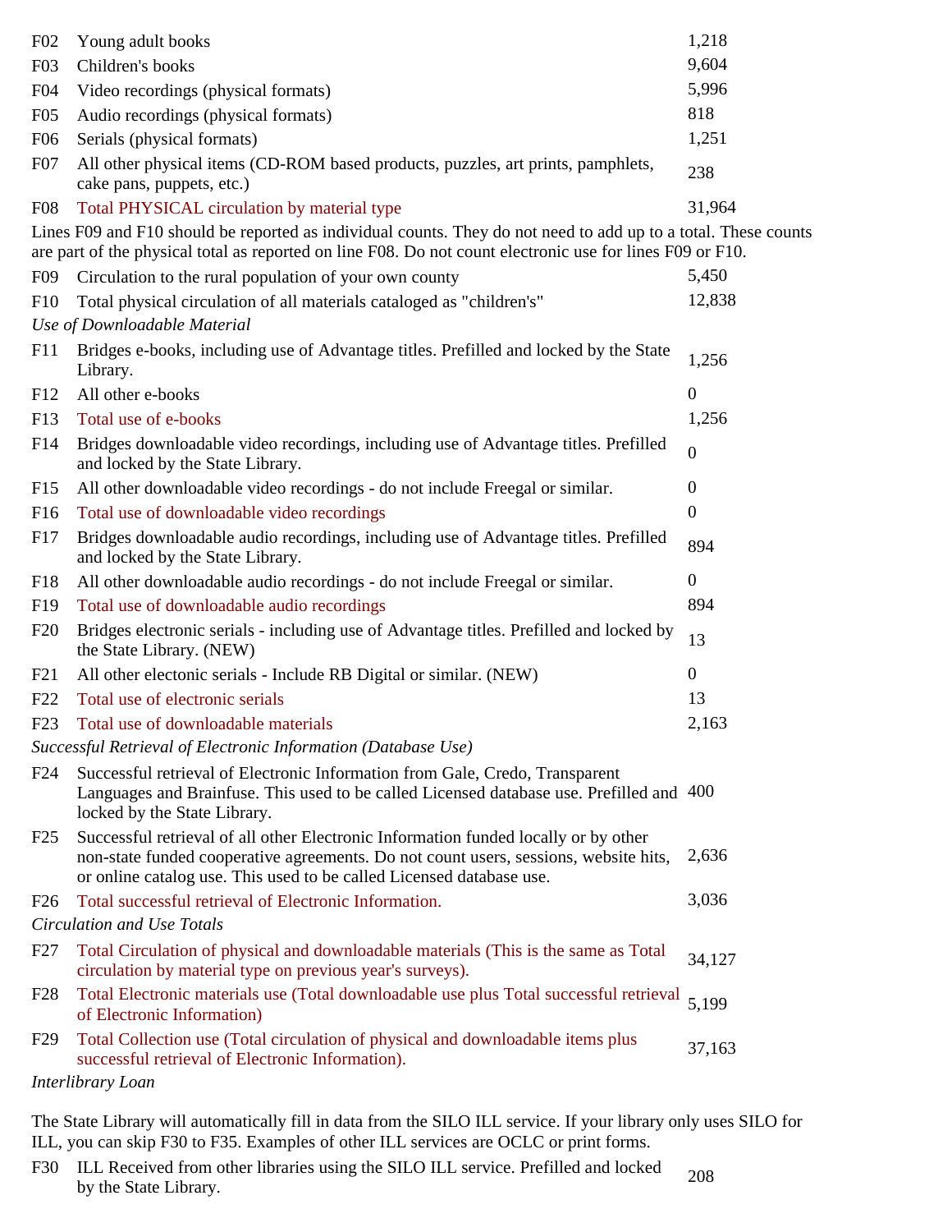| | | |
|---|---|---|
| F02 | Young adult books | 1,218 |
| F03 | Children's books | 9,604 |
| F04 | Video recordings (physical formats) | 5,996 |
| F05 | Audio recordings (physical formats) | 818 |
| F06 | Serials (physical formats) | 1,251 |
| F07 | All other physical items (CD-ROM based products, puzzles, art prints, pamphlets, cake pans, puppets, etc.) | 238 |
| F08 | Total PHYSICAL circulation by material type | 31,964 |

Lines F09 and F10 should be reported as individual counts. They do not need to add up to a total. These counts are part of the physical total as reported on line F08. Do not count electronic use for lines F09 or F10.

| | | |
|---|---|---|
| F09 | Circulation to the rural population of your own county | 5,450 |
| F10 | Total physical circulation of all materials cataloged as "children's" | 12,838 |

*Use of Downloadable Material*

| | | |
|---|---|---|
| F11 | Bridges e-books, including use of Advantage titles. Prefilled and locked by the State Library. | 1,256 |
| F12 | All other e-books | 0 |
| F13 | Total use of e-books | 1,256 |
| F14 | Bridges downloadable video recordings, including use of Advantage titles. Prefilled and locked by the State Library. | 0 |
| F15 | All other downloadable video recordings - do not include Freegal or similar. | 0 |
| F16 | Total use of downloadable video recordings | 0 |
| F17 | Bridges downloadable audio recordings, including use of Advantage titles. Prefilled and locked by the State Library. | 894 |
| F18 | All other downloadable audio recordings - do not include Freegal or similar. | 0 |
| F19 | Total use of downloadable audio recordings | 894 |
| F20 | Bridges electronic serials - including use of Advantage titles. Prefilled and locked by the State Library. (NEW) | 13 |
| F21 | All other electonic serials - Include RB Digital or similar. (NEW) | 0 |
| F22 | Total use of electronic serials | 13 |
| F23 | Total use of downloadable materials | 2,163 |

*Successful Retrieval of Electronic Information (Database Use)*

| | | |
|---|---|---|
| F24 | Successful retrieval of Electronic Information from Gale, Credo, Transparent Languages and Brainfuse. This used to be called Licensed database use. Prefilled and locked by the State Library. | 400 |
| F25 | Successful retrieval of all other Electronic Information funded locally or by other non-state funded cooperative agreements. Do not count users, sessions, website hits, or online catalog use. This used to be called Licensed database use. | 2,636 |
| F26 | Total successful retrieval of Electronic Information. | 3,036 |

*Circulation and Use Totals*

| | | |
|---|---|---|
| F27 | Total Circulation of physical and downloadable materials (This is the same as Total circulation by material type on previous year's surveys). | 34,127 |
| F28 | Total Electronic materials use (Total downloadable use plus Total successful retrieval of Electronic Information) | 5,199 |
| F29 | Total Collection use (Total circulation of physical and downloadable items plus successful retrieval of Electronic Information). | 37,163 |

*Interlibrary Loan*

The State Library will automatically fill in data from the SILO ILL service. If your library only uses SILO for ILL, you can skip F30 to F35. Examples of other ILL services are OCLC or print forms.

| | | |
|---|---|---|
| F30 | ILL Received from other libraries using the SILO ILL service. Prefilled and locked by the State Library. | 208 |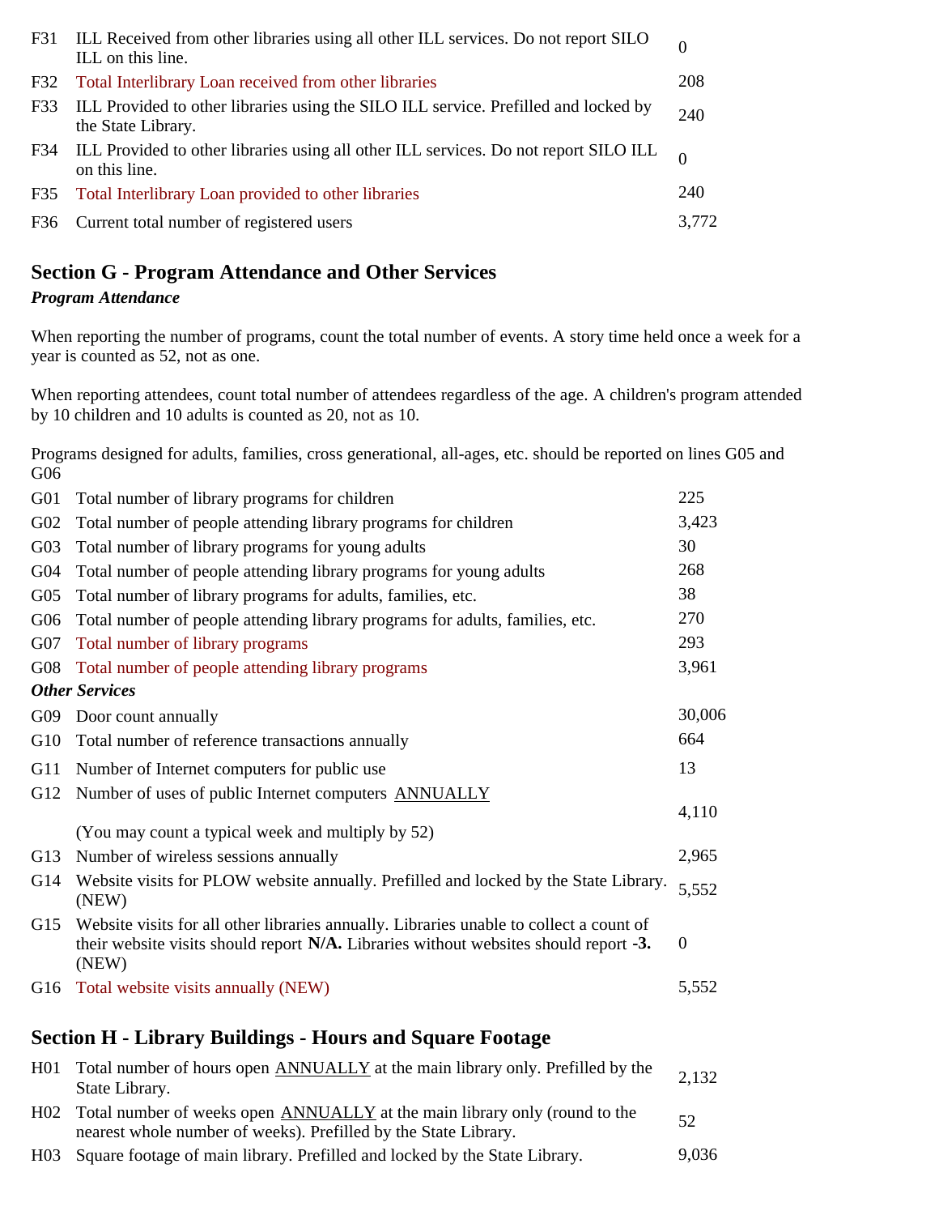| | | |
|---|---|---|
| F31 | ILL Received from other libraries using all other ILL services. Do not report SILO ILL on this line. | 0 |
| F32 | Total Interlibrary Loan received from other libraries | 208 |
| F33 | ILL Provided to other libraries using the SILO ILL service. Prefilled and locked by the State Library. | 240 |
| F34 | ILL Provided to other libraries using all other ILL services. Do not report SILO ILL on this line. | 0 |
| F35 | Total Interlibrary Loan provided to other libraries | 240 |
| F36 | Current total number of registered users | 3,772 |

## Section G - Program Attendance and Other Services

***Program Attendance***

When reporting the number of programs, count the total number of events. A story time held once a week for a year is counted as 52, not as one.

When reporting attendees, count total number of attendees regardless of the age. A children's program attended by 10 children and 10 adults is counted as 20, not as 10.

Programs designed for adults, families, cross generational, all-ages, etc. should be reported on lines G05 and G06

| | | |
|---|---|---|
| G01 | Total number of library programs for children | 225 |
| G02 | Total number of people attending library programs for children | 3,423 |
| G03 | Total number of library programs for young adults | 30 |
| G04 | Total number of people attending library programs for young adults | 268 |
| G05 | Total number of library programs for adults, families, etc. | 38 |
| G06 | Total number of people attending library programs for adults, families, etc. | 270 |
| G07 | Total number of library programs | 293 |
| G08 | Total number of people attending library programs | 3,961 |

***Other Services***

| | | |
|---|---|---|
| G09 | Door count annually | 30,006 |
| G10 | Total number of reference transactions annually | 664 |
| G11 | Number of Internet computers for public use | 13 |
| G12 | Number of uses of public Internet computers ANNUALLY (You may count a typical week and multiply by 52) | 4,110 |
| G13 | Number of wireless sessions annually | 2,965 |
| G14 | Website visits for PLOW website annually. Prefilled and locked by the State Library. (NEW) | 5,552 |
| G15 | Website visits for all other libraries annually. Libraries unable to collect a count of their website visits should report **N/A.** Libraries without websites should report **-3.** (NEW) | 0 |
| G16 | Total website visits annually (NEW) | 5,552 |

## Section H - Library Buildings - Hours and Square Footage

| | | |
|---|---|---|
| H01 | Total number of hours open ANNUALLY at the main library only. Prefilled by the State Library. | 2,132 |
| H02 | Total number of weeks open ANNUALLY at the main library only (round to the nearest whole number of weeks). Prefilled by the State Library. | 52 |
| H03 | Square footage of main library. Prefilled and locked by the State Library. | 9,036 |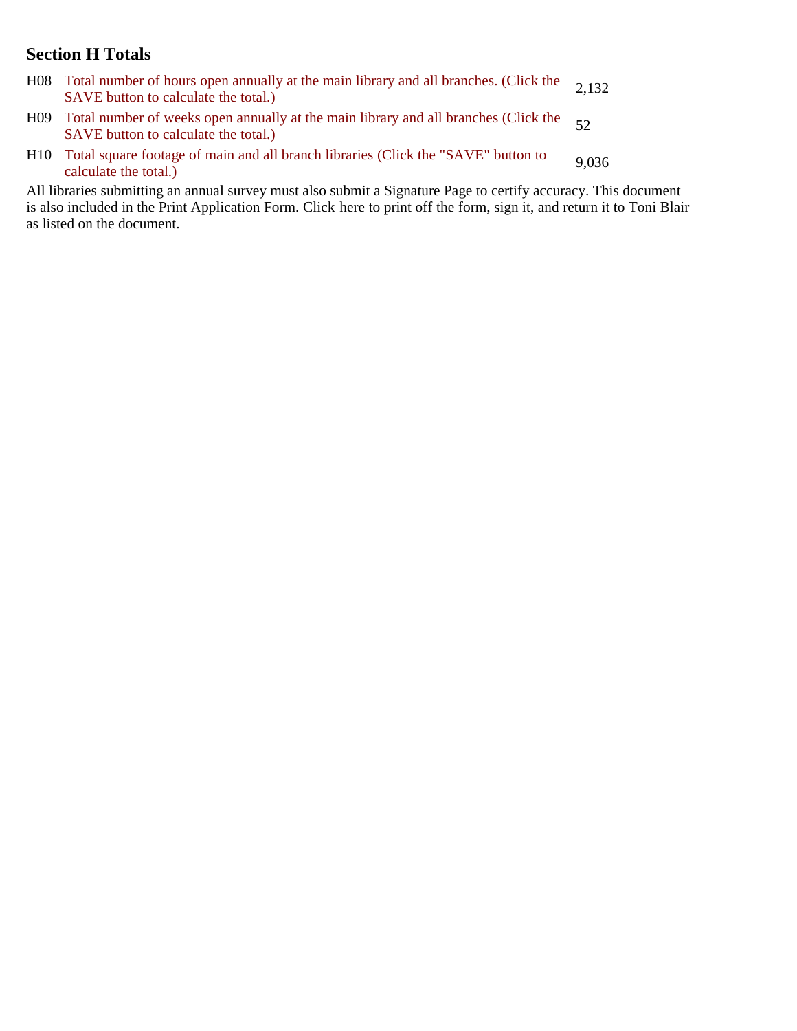## Section H Totals

| | | |
|---|---|---|
| H08 | Total number of hours open annually at the main library and all branches. (Click the SAVE button to calculate the total.) | 2,132 |
| H09 | Total number of weeks open annually at the main library and all branches (Click the SAVE button to calculate the total.) | 52 |
| H10 | Total square footage of main and all branch libraries (Click the "SAVE" button to calculate the total.) | 9,036 |

All libraries submitting an annual survey must also submit a Signature Page to certify accuracy. This document is also included in the Print Application Form. Click here to print off the form, sign it, and return it to Toni Blair as listed on the document.